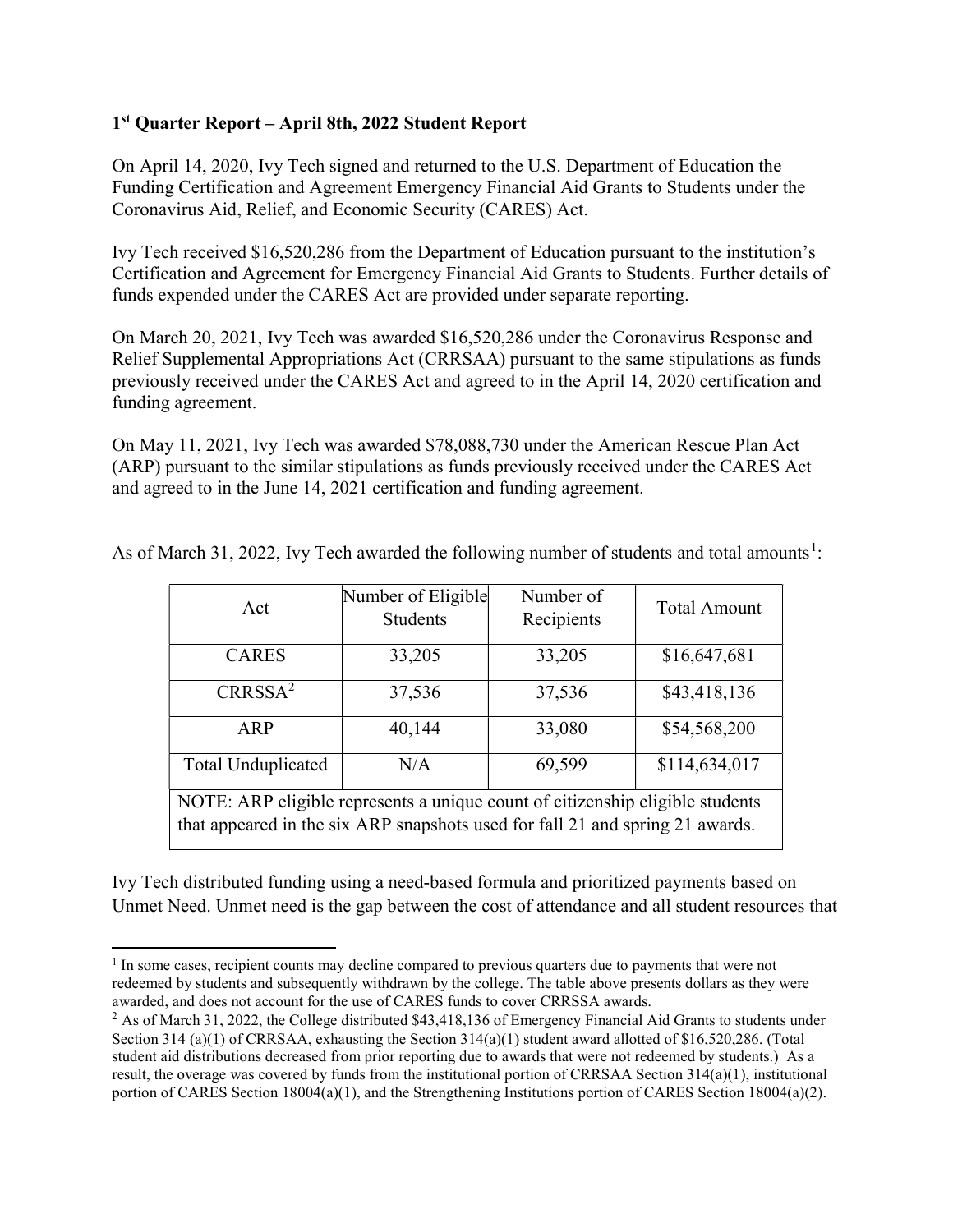**1st Quarter Report – April 8th, 2022 Student Report**

On April 14, 2020, Ivy Tech signed and returned to the U.S. Department of Education the Funding Certification and Agreement Emergency Financial Aid Grants to Students under the Coronavirus Aid, Relief, and Economic Security (CARES) Act.

Ivy Tech received $16,520,286 from the Department of Education pursuant to the institution's Certification and Agreement for Emergency Financial Aid Grants to Students. Further details of funds expended under the CARES Act are provided under separate reporting.

On March 20, 2021, Ivy Tech was awarded $16,520,286 under the Coronavirus Response and Relief Supplemental Appropriations Act (CRRSAA) pursuant to the same stipulations as funds previously received under the CARES Act and agreed to in the April 14, 2020 certification and funding agreement.

On May 11, 2021, Ivy Tech was awarded $78,088,730 under the American Rescue Plan Act (ARP) pursuant to the similar stipulations as funds previously received under the CARES Act and agreed to in the June 14, 2021 certification and funding agreement.

As of March 31, 2022, Ivy Tech awarded the following number of students and total amounts[1]:

| Act | Number of Eligible Students | Number of Recipients | Total Amount |
|---|---|---|---|
| CARES | 33,205 | 33,205 | $16,647,681 |
| CRRSAA[2] | 37,536 | 37,536 | $43,418,136 |
| ARP | 40,144 | 33,080 | $54,568,200 |
| Total Unduplicated | N/A | 69,599 | $114,634,017 |
| NOTE: ARP eligible represents a unique count of citizenship eligible students that appeared in the six ARP snapshots used for fall 21 and spring 21 awards. | | | |

Ivy Tech distributed funding using a need-based formula and prioritized payments based on Unmet Need. Unmet need is the gap between the cost of attendance and all student resources that

[1] In some cases, recipient counts may decline compared to previous quarters due to payments that were not redeemed by students and subsequently withdrawn by the college. The table above presents dollars as they were awarded, and does not account for the use of CARES funds to cover CRRSSA awards.

[2] As of March 31, 2022, the College distributed $43,418,136 of Emergency Financial Aid Grants to students under Section 314 (a)(1) of CRRSAA, exhausting the Section 314(a)(1) student award allotted of $16,520,286. (Total student aid distributions decreased from prior reporting due to awards that were not redeemed by students.) As a result, the overage was covered by funds from the institutional portion of CRRSAA Section 314(a)(1), institutional portion of CARES Section 18004(a)(1), and the Strengthening Institutions portion of CARES Section 18004(a)(2).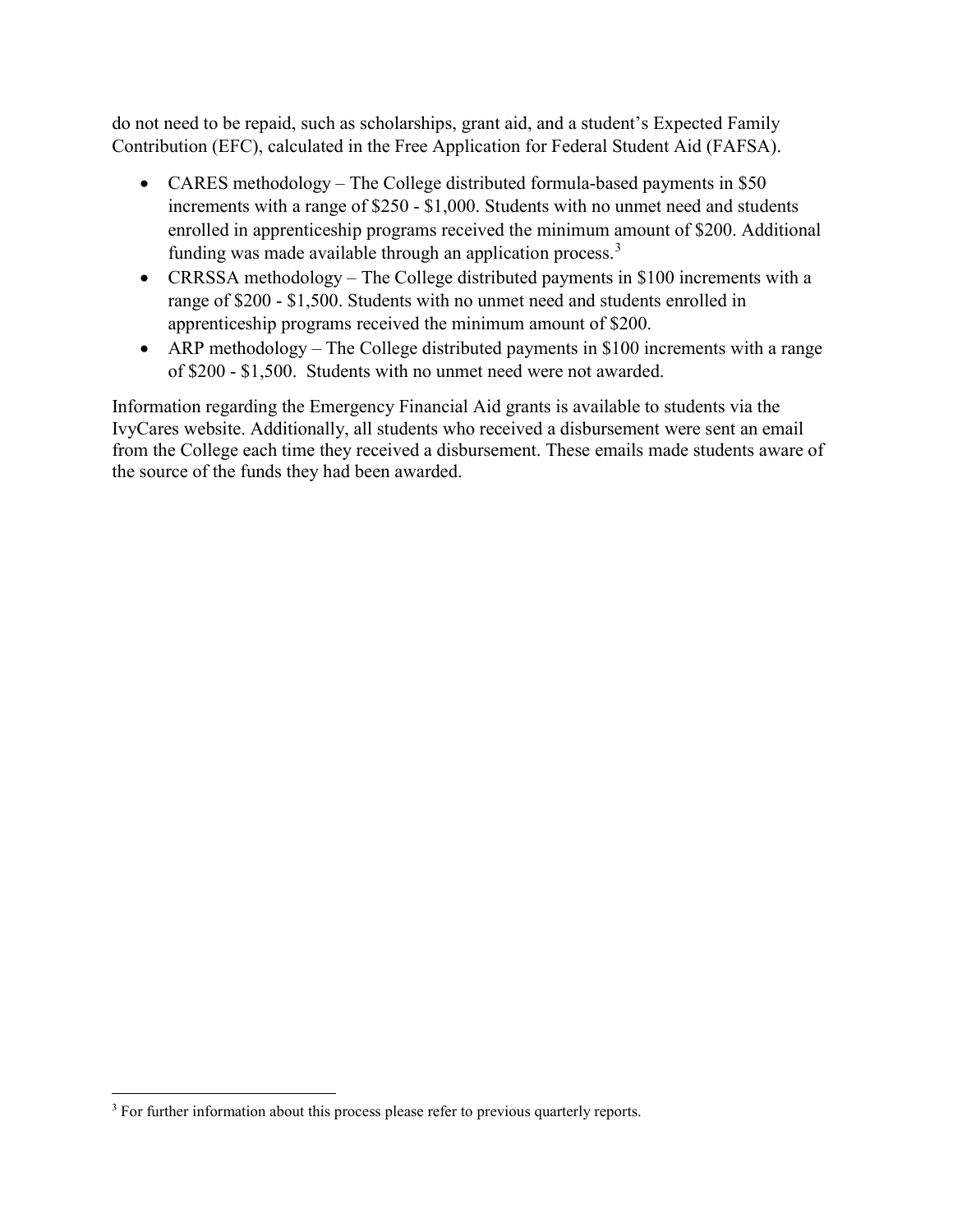do not need to be repaid, such as scholarships, grant aid, and a student's Expected Family Contribution (EFC), calculated in the Free Application for Federal Student Aid (FAFSA).

- CARES methodology – The College distributed formula-based payments in $50 increments with a range of $250 - $1,000. Students with no unmet need and students enrolled in apprenticeship programs received the minimum amount of $200. Additional funding was made available through an application process.[3]
- CRRSSA methodology – The College distributed payments in $100 increments with a range of $200 - $1,500. Students with no unmet need and students enrolled in apprenticeship programs received the minimum amount of $200.
- ARP methodology – The College distributed payments in $100 increments with a range of $200 - $1,500. Students with no unmet need were not awarded.

Information regarding the Emergency Financial Aid grants is available to students via the IvyCares website. Additionally, all students who received a disbursement were sent an email from the College each time they received a disbursement. These emails made students aware of the source of the funds they had been awarded.

[3] For further information about this process please refer to previous quarterly reports.